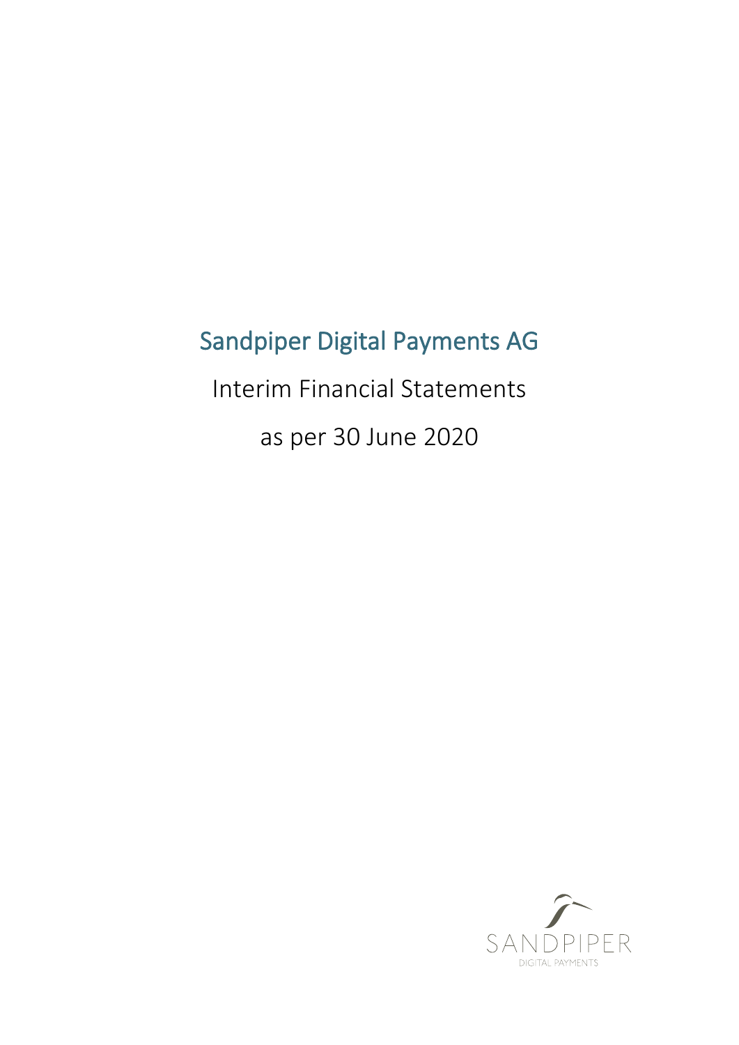# Sandpiper Digital Payments AG

Interim Financial Statements

as per 30 June 2020

SANDPIPER

DIGITAL PAYMENTS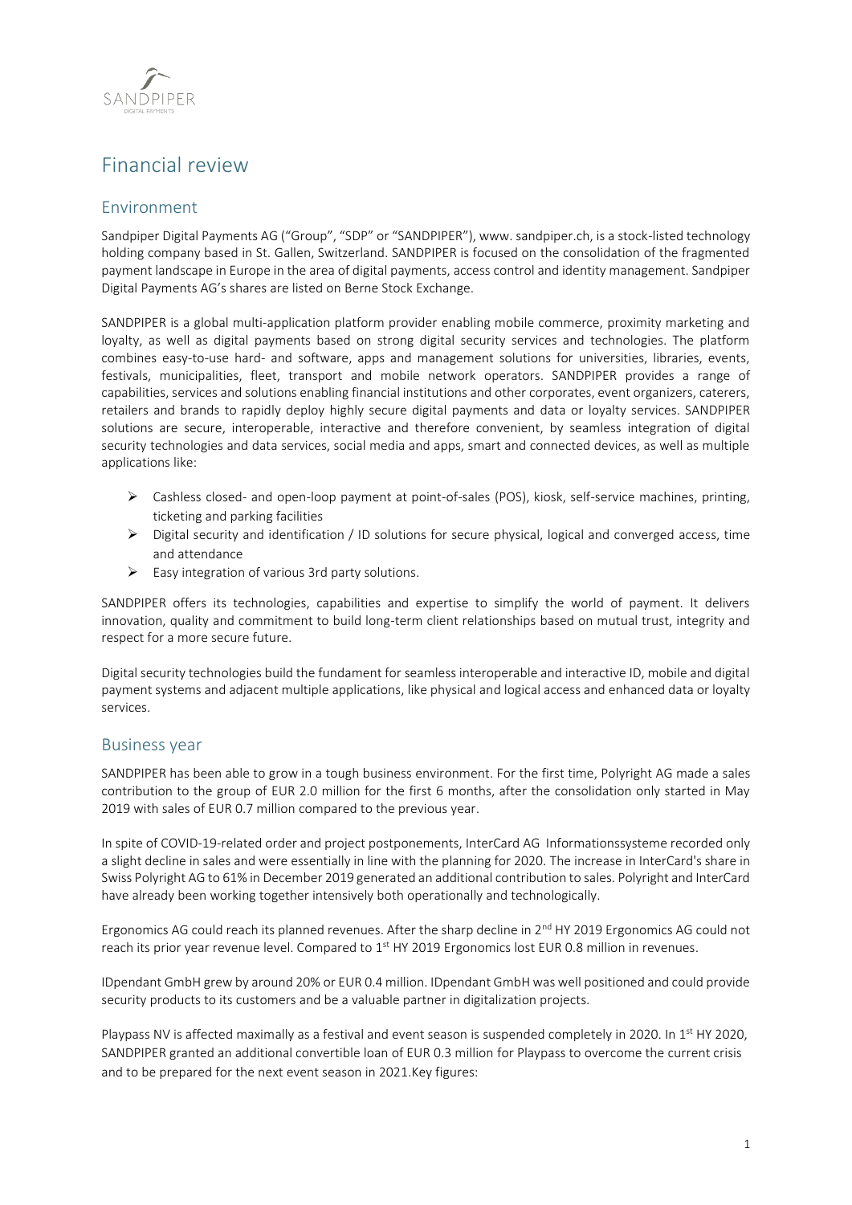# Financial review

## Environment

Sandpiper Digital Payments AG ("Group", "SDP" or "SANDPIPER"), www. sandpiper.ch, is a stock-listed technology holding company based in St. Gallen, Switzerland. SANDPIPER is focused on the consolidation of the fragmented payment landscape in Europe in the area of digital payments, access control and identity management. Sandpiper Digital Payments AG's shares are listed on Berne Stock Exchange.

SANDPIPER is a global multi-application platform provider enabling mobile commerce, proximity marketing and loyalty, as well as digital payments based on strong digital security services and technologies. The platform combines easy-to-use hard- and software, apps and management solutions for universities, libraries, events, festivals, municipalities, fleet, transport and mobile network operators. SANDPIPER provides a range of capabilities, services and solutions enabling financial institutions and other corporates, event organizers, caterers, retailers and brands to rapidly deploy highly secure digital payments and data or loyalty services. SANDPIPER solutions are secure, interoperable, interactive and therefore convenient, by seamless integration of digital security technologies and data services, social media and apps, smart and connected devices, as well as multiple applications like:

- Cashless closed- and open-loop payment at point-of-sales (POS), kiosk, self-service machines, printing, ticketing and parking facilities
- Digital security and identification / ID solutions for secure physical, logical and converged access, time and attendance
- Easy integration of various 3rd party solutions.

SANDPIPER offers its technologies, capabilities and expertise to simplify the world of payment. It delivers innovation, quality and commitment to build long-term client relationships based on mutual trust, integrity and respect for a more secure future.

Digital security technologies build the fundament for seamless interoperable and interactive ID, mobile and digital payment systems and adjacent multiple applications, like physical and logical access and enhanced data or loyalty services.

## Business year

SANDPIPER has been able to grow in a tough business environment. For the first time, Polyright AG made a sales contribution to the group of EUR 2.0 million for the first 6 months, after the consolidation only started in May 2019 with sales of EUR 0.7 million compared to the previous year.

In spite of COVID-19-related order and project postponements, InterCard AG Informationssysteme recorded only a slight decline in sales and were essentially in line with the planning for 2020. The increase in InterCard's share in Swiss Polyright AG to 61% in December 2019 generated an additional contribution to sales. Polyright and InterCard have already been working together intensively both operationally and technologically.

Ergonomics AG could reach its planned revenues. After the sharp decline in 2nd HY 2019 Ergonomics AG could not reach its prior year revenue level. Compared to 1st HY 2019 Ergonomics lost EUR 0.8 million in revenues.

IDpendant GmbH grew by around 20% or EUR 0.4 million. IDpendant GmbH was well positioned and could provide security products to its customers and be a valuable partner in digitalization projects.

Playpass NV is affected maximally as a festival and event season is suspended completely in 2020. In 1st HY 2020, SANDPIPER granted an additional convertible loan of EUR 0.3 million for Playpass to overcome the current crisis and to be prepared for the next event season in 2021.Key figures: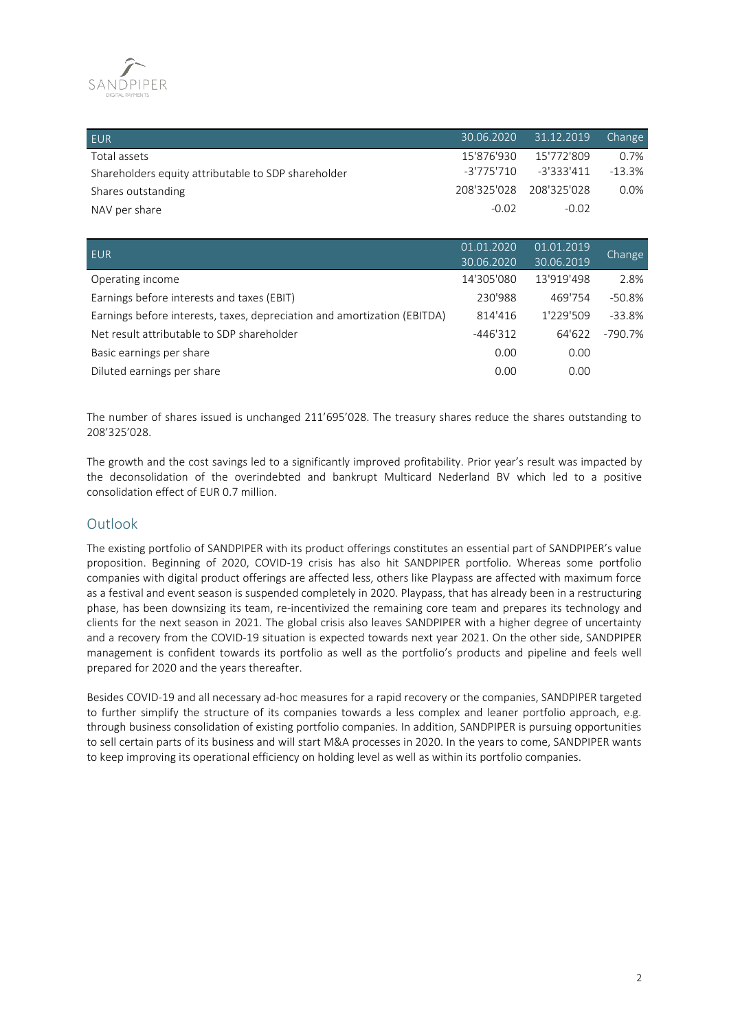| EUR | 30.06.2020 | 31.12.2019 | Change |
|---|---|---|---|
| Total assets | 15'876'930 | 15'772'809 | 0.7% |
| Shareholders equity attributable to SDP shareholder | -3'775'710 | -3'333'411 | -13.3% |
| Shares outstanding | 208'325'028 | 208'325'028 | 0.0% |
| NAV per share | -0.02 | -0.02 | |

| EUR | 01.01.2020 30.06.2020 | 01.01.2019 30.06.2019 | Change |
|---|---|---|---|
| Operating income | 14'305'080 | 13'919'498 | 2.8% |
| Earnings before interests and taxes (EBIT) | 230'988 | 469'754 | -50.8% |
| Earnings before interests, taxes, depreciation and amortization (EBITDA) | 814'416 | 1'229'509 | -33.8% |
| Net result attributable to SDP shareholder | -446'312 | 64'622 | -790.7% |
| Basic earnings per share | 0.00 | 0.00 | |
| Diluted earnings per share | 0.00 | 0.00 | |

The number of shares issued is unchanged 211'695'028. The treasury shares reduce the shares outstanding to 208'325'028.

The growth and the cost savings led to a significantly improved profitability. Prior year's result was impacted by the deconsolidation of the overindebted and bankrupt Multicard Nederland BV which led to a positive consolidation effect of EUR 0.7 million.

## Outlook

The existing portfolio of SANDPIPER with its product offerings constitutes an essential part of SANDPIPER's value proposition. Beginning of 2020, COVID-19 crisis has also hit SANDPIPER portfolio. Whereas some portfolio companies with digital product offerings are affected less, others like Playpass are affected with maximum force as a festival and event season is suspended completely in 2020. Playpass, that has already been in a restructuring phase, has been downsizing its team, re-incentivized the remaining core team and prepares its technology and clients for the next season in 2021. The global crisis also leaves SANDPIPER with a higher degree of uncertainty and a recovery from the COVID-19 situation is expected towards next year 2021. On the other side, SANDPIPER management is confident towards its portfolio as well as the portfolio's products and pipeline and feels well prepared for 2020 and the years thereafter.

Besides COVID-19 and all necessary ad-hoc measures for a rapid recovery or the companies, SANDPIPER targeted to further simplify the structure of its companies towards a less complex and leaner portfolio approach, e.g. through business consolidation of existing portfolio companies. In addition, SANDPIPER is pursuing opportunities to sell certain parts of its business and will start M&A processes in 2020. In the years to come, SANDPIPER wants to keep improving its operational efficiency on holding level as well as within its portfolio companies.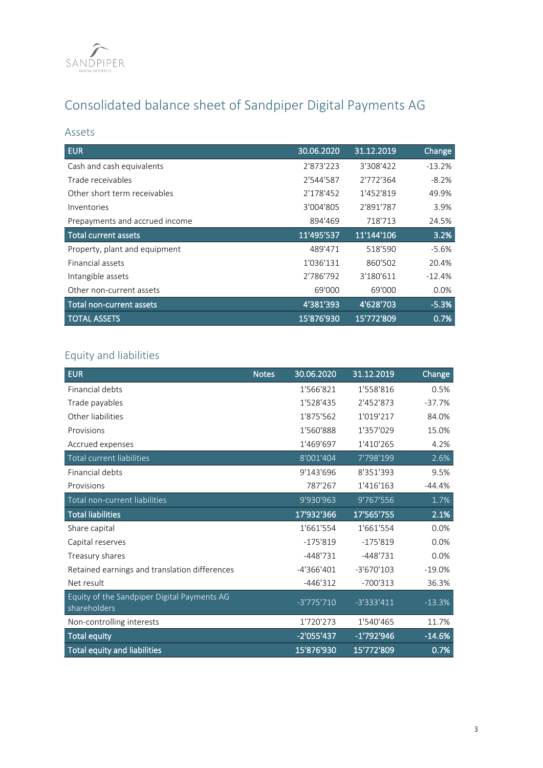# Consolidated balance sheet of Sandpiper Digital Payments AG

## Assets

| EUR | 30.06.2020 | 31.12.2019 | Change |
|---|---|---|---|
| Cash and cash equivalents | 2'873'223 | 3'308'422 | -13.2% |
| Trade receivables | 2'544'587 | 2'772'364 | -8.2% |
| Other short term receivables | 2'178'452 | 1'452'819 | 49.9% |
| Inventories | 3'004'805 | 2'891'787 | 3.9% |
| Prepayments and accrued income | 894'469 | 718'713 | 24.5% |
| **Total current assets** | **11'495'537** | **11'144'106** | **3.2%** |
| Property, plant and equipment | 489'471 | 518'590 | -5.6% |
| Financial assets | 1'036'131 | 860'502 | 20.4% |
| Intangible assets | 2'786'792 | 3'180'611 | -12.4% |
| Other non-current assets | 69'000 | 69'000 | 0.0% |
| **Total non-current assets** | **4'381'393** | **4'628'703** | **-5.3%** |
| **TOTAL ASSETS** | **15'876'930** | **15'772'809** | **0.7%** |

## Equity and liabilities

| EUR | Notes | 30.06.2020 | 31.12.2019 | Change |
|---|---|---|---|---|
| Financial debts | | 1'566'821 | 1'558'816 | 0.5% |
| Trade payables | | 1'528'435 | 2'452'873 | -37.7% |
| Other liabilities | | 1'875'562 | 1'019'217 | 84.0% |
| Provisions | | 1'560'888 | 1'357'029 | 15.0% |
| Accrued expenses | | 1'469'697 | 1'410'265 | 4.2% |
| Total current liabilities | | 8'001'404 | 7'798'199 | 2.6% |
| Financial debts | | 9'143'696 | 8'351'393 | 9.5% |
| Provisions | | 787'267 | 1'416'163 | -44.4% |
| Total non-current liabilities | | 9'930'963 | 9'767'556 | 1.7% |
| **Total liabilities** | | **17'932'366** | **17'565'755** | **2.1%** |
| Share capital | | 1'661'554 | 1'661'554 | 0.0% |
| Capital reserves | | -175'819 | -175'819 | 0.0% |
| Treasury shares | | -448'731 | -448'731 | 0.0% |
| Retained earnings and translation differences | | -4'366'401 | -3'670'103 | -19.0% |
| Net result | | -446'312 | -700'313 | 36.3% |
| Equity of the Sandpiper Digital Payments AG shareholders | | -3'775'710 | -3'333'411 | -13.3% |
| Non-controlling interests | | 1'720'273 | 1'540'465 | 11.7% |
| **Total equity** | | **-2'055'437** | **-1'792'946** | **-14.6%** |
| **Total equity and liabilities** | | **15'876'930** | **15'772'809** | **0.7%** |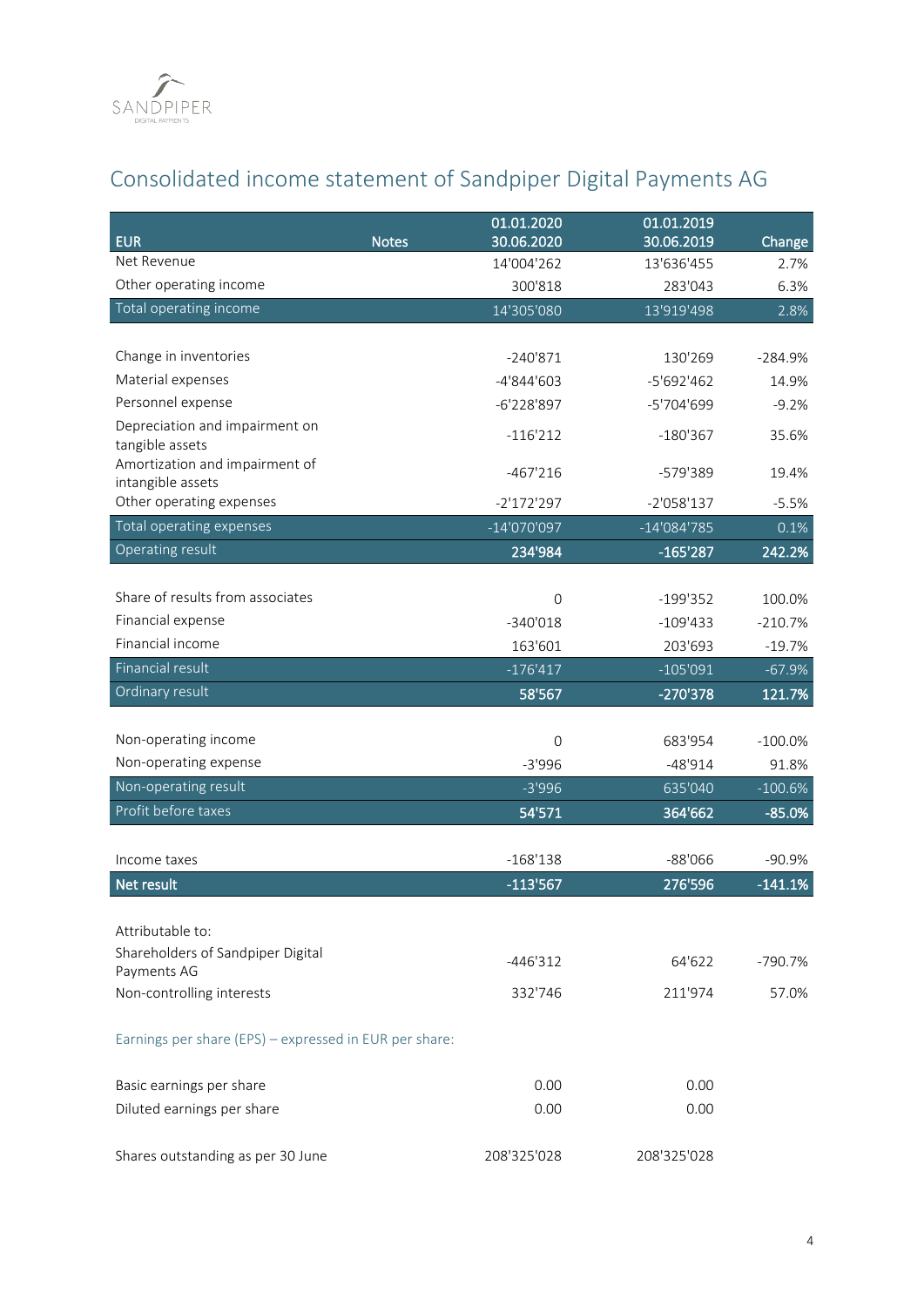# Consolidated income statement of Sandpiper Digital Payments AG

| EUR | Notes | 01.01.2020 30.06.2020 | 01.01.2019 30.06.2019 | Change |
|---|---|---|---|---|
| Net Revenue | | 14'004'262 | 13'636'455 | 2.7% |
| Other operating income | | 300'818 | 283'043 | 6.3% |
| Total operating income | | 14'305'080 | 13'919'498 | 2.8% |
| | | | | |
| Change in inventories | | -240'871 | 130'269 | -284.9% |
| Material expenses | | -4'844'603 | -5'692'462 | 14.9% |
| Personnel expense | | -6'228'897 | -5'704'699 | -9.2% |
| Depreciation and impairment on tangible assets | | -116'212 | -180'367 | 35.6% |
| Amortization and impairment of intangible assets | | -467'216 | -579'389 | 19.4% |
| Other operating expenses | | -2'172'297 | -2'058'137 | -5.5% |
| Total operating expenses | | -14'070'097 | -14'084'785 | 0.1% |
| **Operating result** | | **234'984** | **-165'287** | **242.2%** |
| | | | | |
| Share of results from associates | | 0 | -199'352 | 100.0% |
| Financial expense | | -340'018 | -109'433 | -210.7% |
| Financial income | | 163'601 | 203'693 | -19.7% |
| Financial result | | -176'417 | -105'091 | -67.9% |
| **Ordinary result** | | **58'567** | **-270'378** | **121.7%** |
| | | | | |
| Non-operating income | | 0 | 683'954 | -100.0% |
| Non-operating expense | | -3'996 | -48'914 | 91.8% |
| Non-operating result | | -3'996 | 635'040 | -100.6% |
| **Profit before taxes** | | **54'571** | **364'662** | **-85.0%** |
| | | | | |
| Income taxes | | -168'138 | -88'066 | -90.9% |
| **Net result** | | **-113'567** | **276'596** | **-141.1%** |
| | | | | |
| Attributable to: | | | | |
| Shareholders of Sandpiper Digital Payments AG | | -446'312 | 64'622 | -790.7% |
| Non-controlling interests | | 332'746 | 211'974 | 57.0% |
| | | | | |
| Earnings per share (EPS) – expressed in EUR per share: | | | | |
| | | | | |
| Basic earnings per share | | 0.00 | 0.00 | |
| Diluted earnings per share | | 0.00 | 0.00 | |
| | | | | |
| Shares outstanding as per 30 June | | 208'325'028 | 208'325'028 | |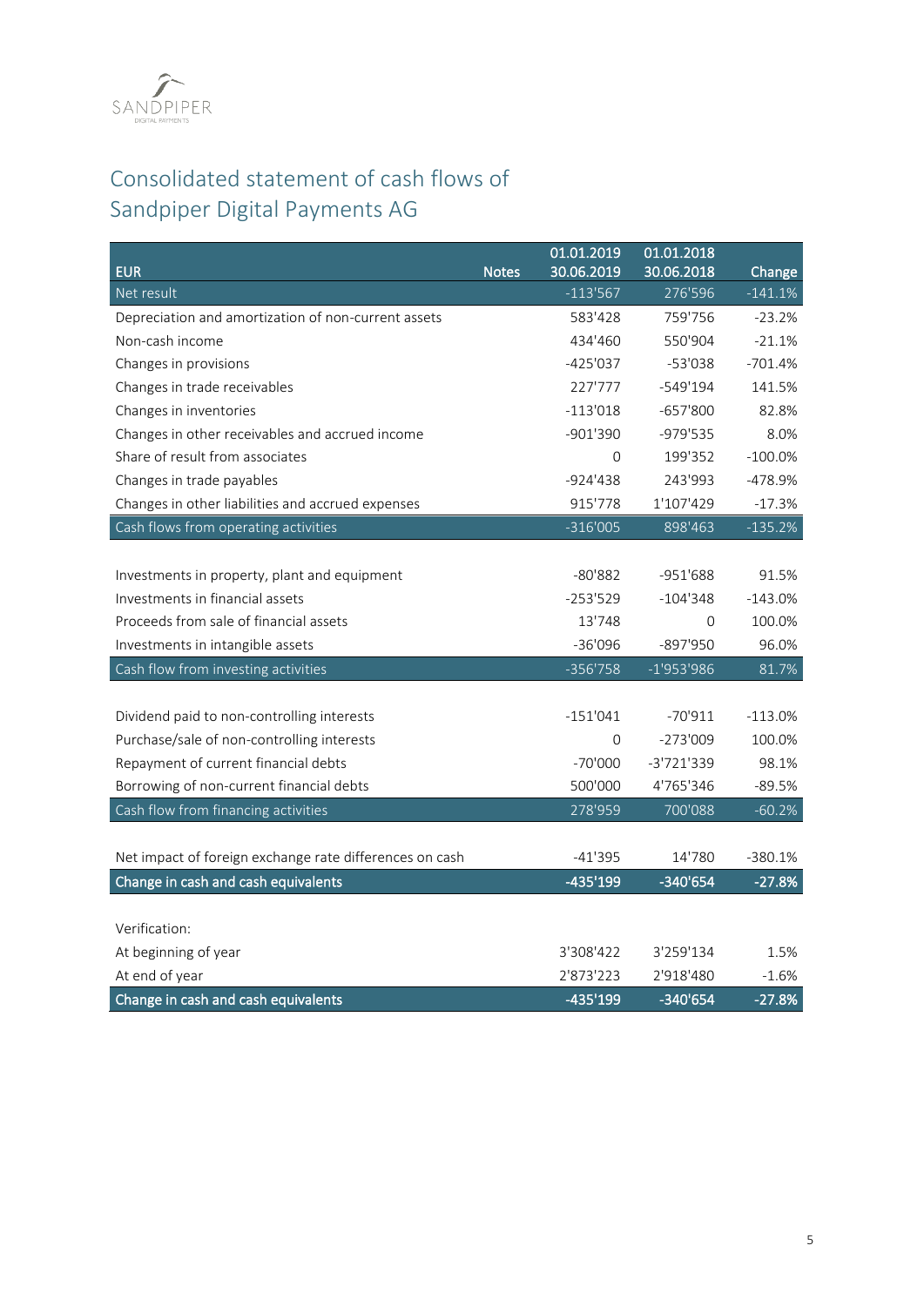# Consolidated statement of cash flows of Sandpiper Digital Payments AG

| EUR | Notes | 01.01.2019 30.06.2019 | 01.01.2018 30.06.2018 | Change |
|---|---|---|---|---|
| Net result | | -113'567 | 276'596 | -141.1% |
| Depreciation and amortization of non-current assets | | 583'428 | 759'756 | -23.2% |
| Non-cash income | | 434'460 | 550'904 | -21.1% |
| Changes in provisions | | -425'037 | -53'038 | -701.4% |
| Changes in trade receivables | | 227'777 | -549'194 | 141.5% |
| Changes in inventories | | -113'018 | -657'800 | 82.8% |
| Changes in other receivables and accrued income | | -901'390 | -979'535 | 8.0% |
| Share of result from associates | | 0 | 199'352 | -100.0% |
| Changes in trade payables | | -924'438 | 243'993 | -478.9% |
| Changes in other liabilities and accrued expenses | | 915'778 | 1'107'429 | -17.3% |
| Cash flows from operating activities | | -316'005 | 898'463 | -135.2% |
| | | | | |
| Investments in property, plant and equipment | | -80'882 | -951'688 | 91.5% |
| Investments in financial assets | | -253'529 | -104'348 | -143.0% |
| Proceeds from sale of financial assets | | 13'748 | 0 | 100.0% |
| Investments in intangible assets | | -36'096 | -897'950 | 96.0% |
| Cash flow from investing activities | | -356'758 | -1'953'986 | 81.7% |
| | | | | |
| Dividend paid to non-controlling interests | | -151'041 | -70'911 | -113.0% |
| Purchase/sale of non-controlling interests | | 0 | -273'009 | 100.0% |
| Repayment of current financial debts | | -70'000 | -3'721'339 | 98.1% |
| Borrowing of non-current financial debts | | 500'000 | 4'765'346 | -89.5% |
| Cash flow from financing activities | | 278'959 | 700'088 | -60.2% |
| | | | | |
| Net impact of foreign exchange rate differences on cash | | -41'395 | 14'780 | -380.1% |
| **Change in cash and cash equivalents** | | **-435'199** | **-340'654** | **-27.8%** |
| | | | | |
| Verification: | | | | |
| At beginning of year | | 3'308'422 | 3'259'134 | 1.5% |
| At end of year | | 2'873'223 | 2'918'480 | -1.6% |
| **Change in cash and cash equivalents** | | **-435'199** | **-340'654** | **-27.8%** |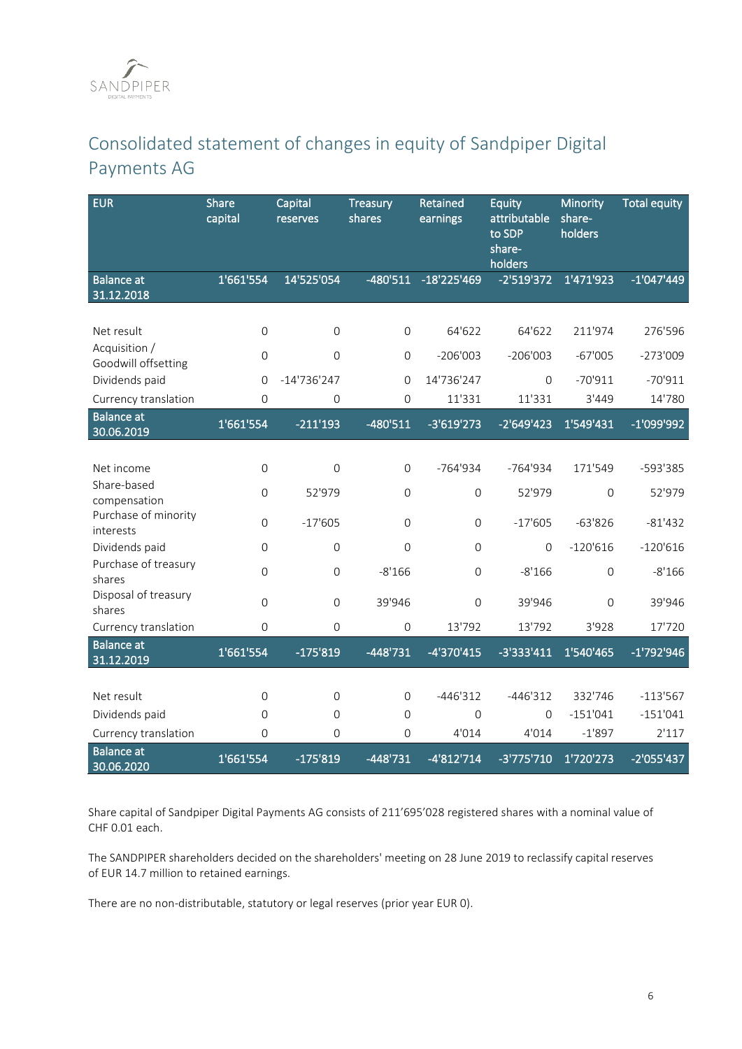# Consolidated statement of changes in equity of Sandpiper Digital Payments AG

| EUR | Share capital | Capital reserves | Treasury shares | Retained earnings | Equity attributable to SDP share-holders | Minority share-holders | Total equity |
|---|---|---|---|---|---|---|---|
| **Balance at 31.12.2018** | **1'661'554** | **14'525'054** | **-480'511** | **-18'225'469** | **-2'519'372** | **1'471'923** | **-1'047'449** |
| Net result | 0 | 0 | 0 | 64'622 | 64'622 | 211'974 | 276'596 |
| Acquisition / Goodwill offsetting | 0 | 0 | 0 | -206'003 | -206'003 | -67'005 | -273'009 |
| Dividends paid | 0 | -14'736'247 | 0 | 14'736'247 | 0 | -70'911 | -70'911 |
| Currency translation | 0 | 0 | 0 | 11'331 | 11'331 | 3'449 | 14'780 |
| **Balance at 30.06.2019** | **1'661'554** | **-211'193** | **-480'511** | **-3'619'273** | **-2'649'423** | **1'549'431** | **-1'099'992** |
| Net income | 0 | 0 | 0 | -764'934 | -764'934 | 171'549 | -593'385 |
| Share-based compensation | 0 | 52'979 | 0 | 0 | 52'979 | 0 | 52'979 |
| Purchase of minority interests | 0 | -17'605 | 0 | 0 | -17'605 | -63'826 | -81'432 |
| Dividends paid | 0 | 0 | 0 | 0 | 0 | -120'616 | -120'616 |
| Purchase of treasury shares | 0 | 0 | -8'166 | 0 | -8'166 | 0 | -8'166 |
| Disposal of treasury shares | 0 | 0 | 39'946 | 0 | 39'946 | 0 | 39'946 |
| Currency translation | 0 | 0 | 0 | 13'792 | 13'792 | 3'928 | 17'720 |
| **Balance at 31.12.2019** | **1'661'554** | **-175'819** | **-448'731** | **-4'370'415** | **-3'333'411** | **1'540'465** | **-1'792'946** |
| Net result | 0 | 0 | 0 | -446'312 | -446'312 | 332'746 | -113'567 |
| Dividends paid | 0 | 0 | 0 | 0 | 0 | -151'041 | -151'041 |
| Currency translation | 0 | 0 | 0 | 4'014 | 4'014 | -1'897 | 2'117 |
| **Balance at 30.06.2020** | **1'661'554** | **-175'819** | **-448'731** | **-4'812'714** | **-3'775'710** | **1'720'273** | **-2'055'437** |

Share capital of Sandpiper Digital Payments AG consists of 211'695'028 registered shares with a nominal value of CHF 0.01 each.

The SANDPIPER shareholders decided on the shareholders' meeting on 28 June 2019 to reclassify capital reserves of EUR 14.7 million to retained earnings.

There are no non-distributable, statutory or legal reserves (prior year EUR 0).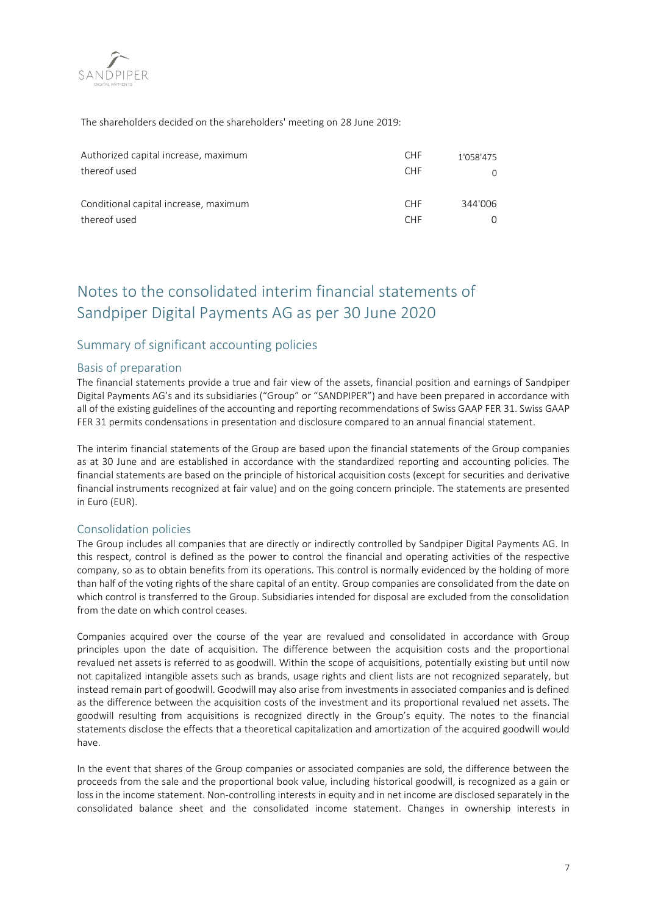The shareholders decided on the shareholders' meeting on 28 June 2019:

| | | |
|---|---|---|
| Authorized capital increase, maximum | CHF | 1'058'475 |
| thereof used | CHF | 0 |
| | | |
| Conditional capital increase, maximum | CHF | 344'006 |
| thereof used | CHF | 0 |

# Notes to the consolidated interim financial statements of Sandpiper Digital Payments AG as per 30 June 2020

## Summary of significant accounting policies

### Basis of preparation

The financial statements provide a true and fair view of the assets, financial position and earnings of Sandpiper Digital Payments AG's and its subsidiaries ("Group" or "SANDPIPER") and have been prepared in accordance with all of the existing guidelines of the accounting and reporting recommendations of Swiss GAAP FER 31. Swiss GAAP FER 31 permits condensations in presentation and disclosure compared to an annual financial statement.

The interim financial statements of the Group are based upon the financial statements of the Group companies as at 30 June and are established in accordance with the standardized reporting and accounting policies. The financial statements are based on the principle of historical acquisition costs (except for securities and derivative financial instruments recognized at fair value) and on the going concern principle. The statements are presented in Euro (EUR).

### Consolidation policies

The Group includes all companies that are directly or indirectly controlled by Sandpiper Digital Payments AG. In this respect, control is defined as the power to control the financial and operating activities of the respective company, so as to obtain benefits from its operations. This control is normally evidenced by the holding of more than half of the voting rights of the share capital of an entity. Group companies are consolidated from the date on which control is transferred to the Group. Subsidiaries intended for disposal are excluded from the consolidation from the date on which control ceases.

Companies acquired over the course of the year are revalued and consolidated in accordance with Group principles upon the date of acquisition. The difference between the acquisition costs and the proportional revalued net assets is referred to as goodwill. Within the scope of acquisitions, potentially existing but until now not capitalized intangible assets such as brands, usage rights and client lists are not recognized separately, but instead remain part of goodwill. Goodwill may also arise from investments in associated companies and is defined as the difference between the acquisition costs of the investment and its proportional revalued net assets. The goodwill resulting from acquisitions is recognized directly in the Group's equity. The notes to the financial statements disclose the effects that a theoretical capitalization and amortization of the acquired goodwill would have.

In the event that shares of the Group companies or associated companies are sold, the difference between the proceeds from the sale and the proportional book value, including historical goodwill, is recognized as a gain or loss in the income statement. Non-controlling interests in equity and in net income are disclosed separately in the consolidated balance sheet and the consolidated income statement. Changes in ownership interests in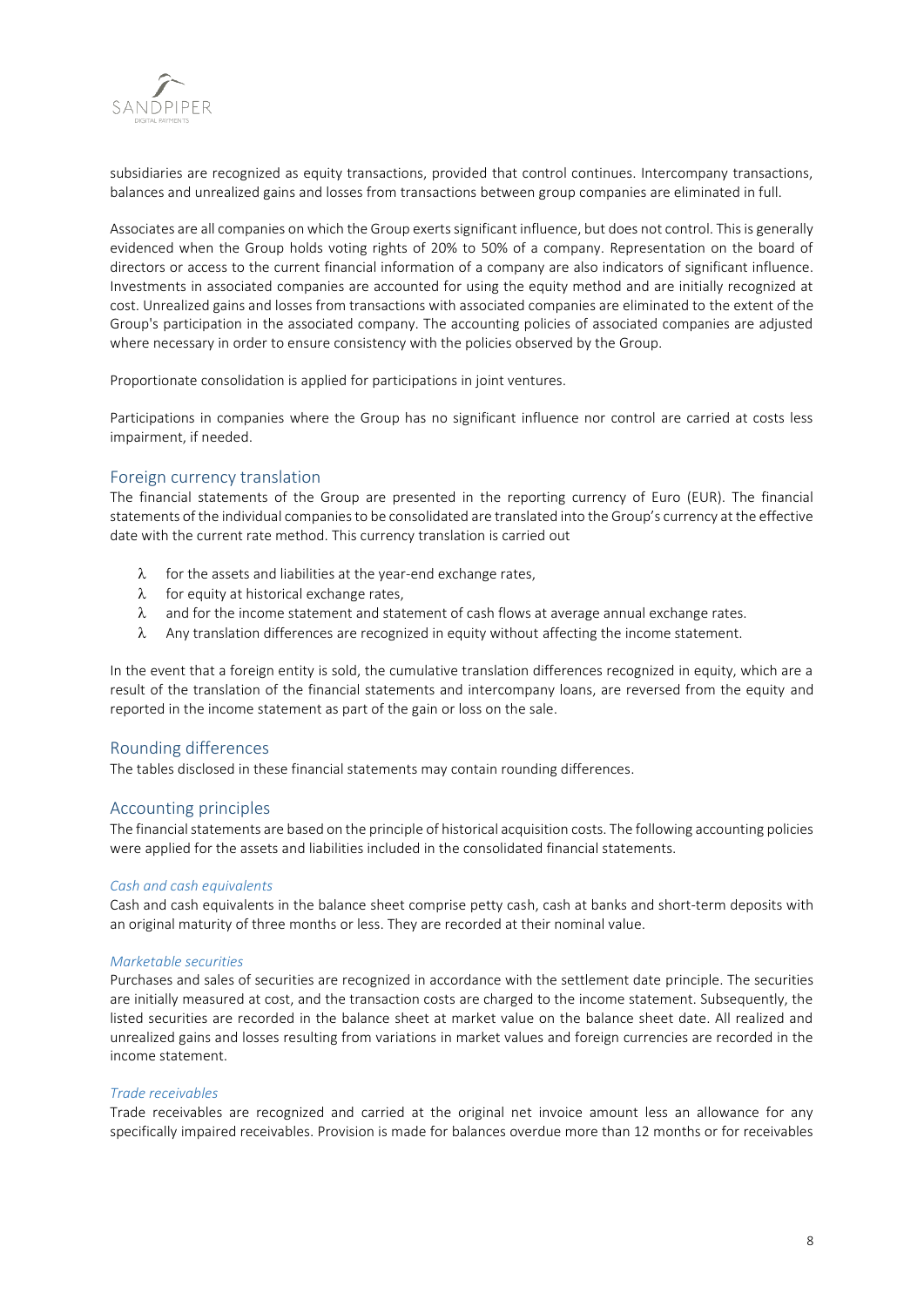subsidiaries are recognized as equity transactions, provided that control continues. Intercompany transactions, balances and unrealized gains and losses from transactions between group companies are eliminated in full.

Associates are all companies on which the Group exerts significant influence, but does not control. This is generally evidenced when the Group holds voting rights of 20% to 50% of a company. Representation on the board of directors or access to the current financial information of a company are also indicators of significant influence. Investments in associated companies are accounted for using the equity method and are initially recognized at cost. Unrealized gains and losses from transactions with associated companies are eliminated to the extent of the Group's participation in the associated company. The accounting policies of associated companies are adjusted where necessary in order to ensure consistency with the policies observed by the Group.

Proportionate consolidation is applied for participations in joint ventures.

Participations in companies where the Group has no significant influence nor control are carried at costs less impairment, if needed.

## Foreign currency translation

The financial statements of the Group are presented in the reporting currency of Euro (EUR). The financial statements of the individual companies to be consolidated are translated into the Group's currency at the effective date with the current rate method. This currency translation is carried out

- for the assets and liabilities at the year-end exchange rates,
- for equity at historical exchange rates,
- and for the income statement and statement of cash flows at average annual exchange rates.
- Any translation differences are recognized in equity without affecting the income statement.

In the event that a foreign entity is sold, the cumulative translation differences recognized in equity, which are a result of the translation of the financial statements and intercompany loans, are reversed from the equity and reported in the income statement as part of the gain or loss on the sale.

## Rounding differences

The tables disclosed in these financial statements may contain rounding differences.

## Accounting principles

The financial statements are based on the principle of historical acquisition costs. The following accounting policies were applied for the assets and liabilities included in the consolidated financial statements.

*Cash and cash equivalents*

Cash and cash equivalents in the balance sheet comprise petty cash, cash at banks and short-term deposits with an original maturity of three months or less. They are recorded at their nominal value.

*Marketable securities*

Purchases and sales of securities are recognized in accordance with the settlement date principle. The securities are initially measured at cost, and the transaction costs are charged to the income statement. Subsequently, the listed securities are recorded in the balance sheet at market value on the balance sheet date. All realized and unrealized gains and losses resulting from variations in market values and foreign currencies are recorded in the income statement.

*Trade receivables*

Trade receivables are recognized and carried at the original net invoice amount less an allowance for any specifically impaired receivables. Provision is made for balances overdue more than 12 months or for receivables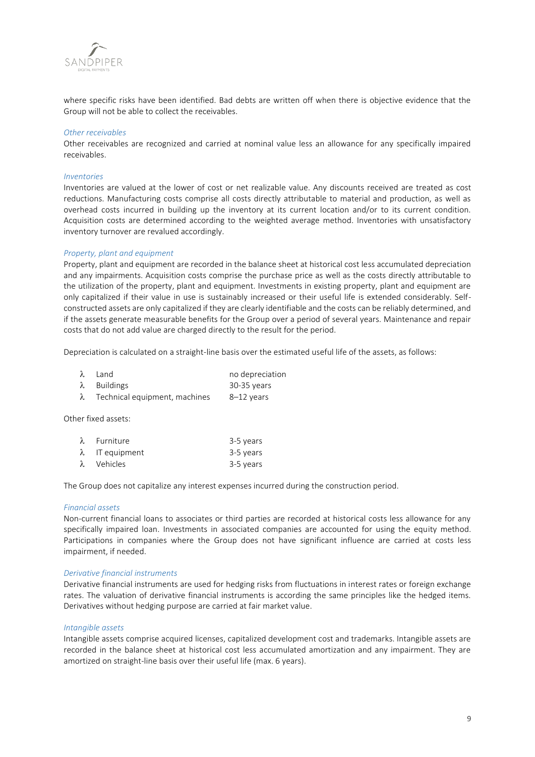where specific risks have been identified. Bad debts are written off when there is objective evidence that the Group will not be able to collect the receivables.

*Other receivables*

Other receivables are recognized and carried at nominal value less an allowance for any specifically impaired receivables.

*Inventories*

Inventories are valued at the lower of cost or net realizable value. Any discounts received are treated as cost reductions. Manufacturing costs comprise all costs directly attributable to material and production, as well as overhead costs incurred in building up the inventory at its current location and/or to its current condition. Acquisition costs are determined according to the weighted average method. Inventories with unsatisfactory inventory turnover are revalued accordingly.

*Property, plant and equipment*

Property, plant and equipment are recorded in the balance sheet at historical cost less accumulated depreciation and any impairments. Acquisition costs comprise the purchase price as well as the costs directly attributable to the utilization of the property, plant and equipment. Investments in existing property, plant and equipment are only capitalized if their value in use is sustainably increased or their useful life is extended considerably. Self-constructed assets are only capitalized if they are clearly identifiable and the costs can be reliably determined, and if the assets generate measurable benefits for the Group over a period of several years. Maintenance and repair costs that do not add value are charged directly to the result for the period.

Depreciation is calculated on a straight-line basis over the estimated useful life of the assets, as follows:

| | |
|---|---|
| Land | no depreciation |
| Buildings | 30-35 years |
| Technical equipment, machines | 8–12 years |

Other fixed assets:

| | |
|---|---|
| Furniture | 3-5 years |
| IT equipment | 3-5 years |
| Vehicles | 3-5 years |

The Group does not capitalize any interest expenses incurred during the construction period.

*Financial assets*

Non-current financial loans to associates or third parties are recorded at historical costs less allowance for any specifically impaired loan. Investments in associated companies are accounted for using the equity method. Participations in companies where the Group does not have significant influence are carried at costs less impairment, if needed.

*Derivative financial instruments*

Derivative financial instruments are used for hedging risks from fluctuations in interest rates or foreign exchange rates. The valuation of derivative financial instruments is according the same principles like the hedged items. Derivatives without hedging purpose are carried at fair market value.

*Intangible assets*

Intangible assets comprise acquired licenses, capitalized development cost and trademarks. Intangible assets are recorded in the balance sheet at historical cost less accumulated amortization and any impairment. They are amortized on straight-line basis over their useful life (max. 6 years).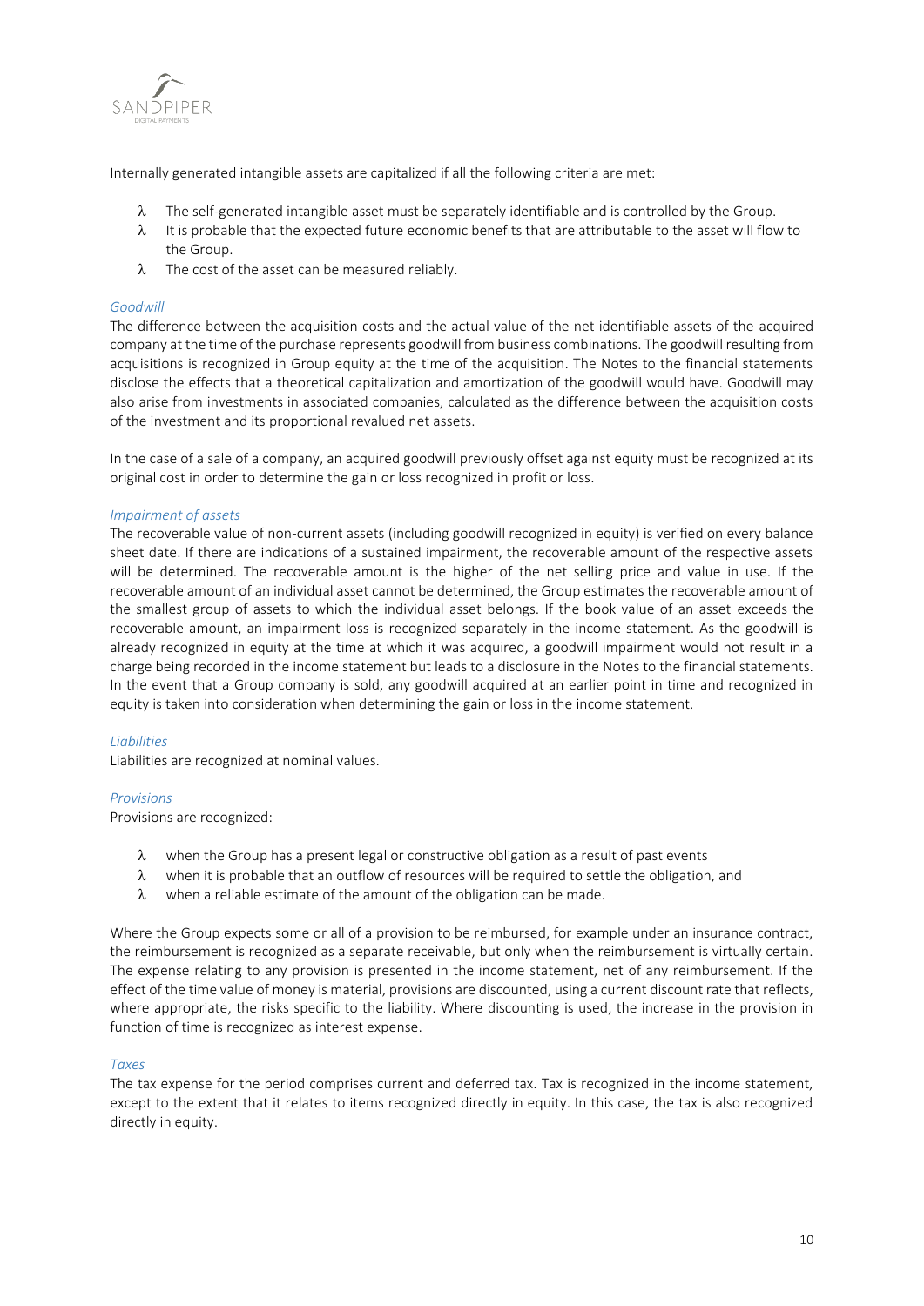Internally generated intangible assets are capitalized if all the following criteria are met:

- The self-generated intangible asset must be separately identifiable and is controlled by the Group.
- It is probable that the expected future economic benefits that are attributable to the asset will flow to the Group.
- The cost of the asset can be measured reliably.

*Goodwill*

The difference between the acquisition costs and the actual value of the net identifiable assets of the acquired company at the time of the purchase represents goodwill from business combinations. The goodwill resulting from acquisitions is recognized in Group equity at the time of the acquisition. The Notes to the financial statements disclose the effects that a theoretical capitalization and amortization of the goodwill would have. Goodwill may also arise from investments in associated companies, calculated as the difference between the acquisition costs of the investment and its proportional revalued net assets.

In the case of a sale of a company, an acquired goodwill previously offset against equity must be recognized at its original cost in order to determine the gain or loss recognized in profit or loss.

*Impairment of assets*

The recoverable value of non-current assets (including goodwill recognized in equity) is verified on every balance sheet date. If there are indications of a sustained impairment, the recoverable amount of the respective assets will be determined. The recoverable amount is the higher of the net selling price and value in use. If the recoverable amount of an individual asset cannot be determined, the Group estimates the recoverable amount of the smallest group of assets to which the individual asset belongs. If the book value of an asset exceeds the recoverable amount, an impairment loss is recognized separately in the income statement. As the goodwill is already recognized in equity at the time at which it was acquired, a goodwill impairment would not result in a charge being recorded in the income statement but leads to a disclosure in the Notes to the financial statements. In the event that a Group company is sold, any goodwill acquired at an earlier point in time and recognized in equity is taken into consideration when determining the gain or loss in the income statement.

*Liabilities*

Liabilities are recognized at nominal values.

*Provisions*

Provisions are recognized:

- when the Group has a present legal or constructive obligation as a result of past events
- when it is probable that an outflow of resources will be required to settle the obligation, and
- when a reliable estimate of the amount of the obligation can be made.

Where the Group expects some or all of a provision to be reimbursed, for example under an insurance contract, the reimbursement is recognized as a separate receivable, but only when the reimbursement is virtually certain. The expense relating to any provision is presented in the income statement, net of any reimbursement. If the effect of the time value of money is material, provisions are discounted, using a current discount rate that reflects, where appropriate, the risks specific to the liability. Where discounting is used, the increase in the provision in function of time is recognized as interest expense.

*Taxes*

The tax expense for the period comprises current and deferred tax. Tax is recognized in the income statement, except to the extent that it relates to items recognized directly in equity. In this case, the tax is also recognized directly in equity.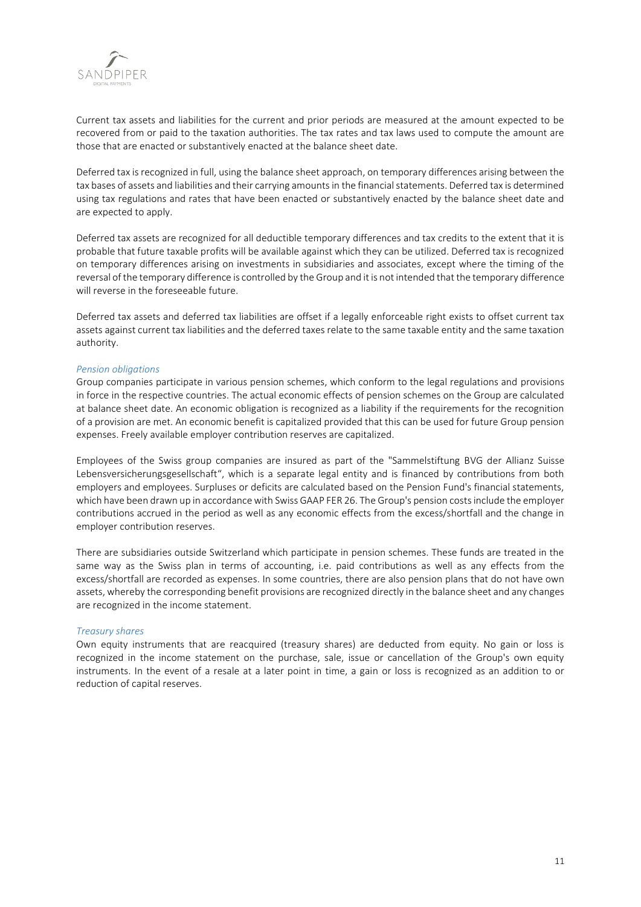Current tax assets and liabilities for the current and prior periods are measured at the amount expected to be recovered from or paid to the taxation authorities. The tax rates and tax laws used to compute the amount are those that are enacted or substantively enacted at the balance sheet date.

Deferred tax is recognized in full, using the balance sheet approach, on temporary differences arising between the tax bases of assets and liabilities and their carrying amounts in the financial statements. Deferred tax is determined using tax regulations and rates that have been enacted or substantively enacted by the balance sheet date and are expected to apply.

Deferred tax assets are recognized for all deductible temporary differences and tax credits to the extent that it is probable that future taxable profits will be available against which they can be utilized. Deferred tax is recognized on temporary differences arising on investments in subsidiaries and associates, except where the timing of the reversal of the temporary difference is controlled by the Group and it is not intended that the temporary difference will reverse in the foreseeable future.

Deferred tax assets and deferred tax liabilities are offset if a legally enforceable right exists to offset current tax assets against current tax liabilities and the deferred taxes relate to the same taxable entity and the same taxation authority.

*Pension obligations*

Group companies participate in various pension schemes, which conform to the legal regulations and provisions in force in the respective countries. The actual economic effects of pension schemes on the Group are calculated at balance sheet date. An economic obligation is recognized as a liability if the requirements for the recognition of a provision are met. An economic benefit is capitalized provided that this can be used for future Group pension expenses. Freely available employer contribution reserves are capitalized.

Employees of the Swiss group companies are insured as part of the "Sammelstiftung BVG der Allianz Suisse Lebensversicherungsgesellschaft", which is a separate legal entity and is financed by contributions from both employers and employees. Surpluses or deficits are calculated based on the Pension Fund's financial statements, which have been drawn up in accordance with Swiss GAAP FER 26. The Group's pension costs include the employer contributions accrued in the period as well as any economic effects from the excess/shortfall and the change in employer contribution reserves.

There are subsidiaries outside Switzerland which participate in pension schemes. These funds are treated in the same way as the Swiss plan in terms of accounting, i.e. paid contributions as well as any effects from the excess/shortfall are recorded as expenses. In some countries, there are also pension plans that do not have own assets, whereby the corresponding benefit provisions are recognized directly in the balance sheet and any changes are recognized in the income statement.

*Treasury shares*

Own equity instruments that are reacquired (treasury shares) are deducted from equity. No gain or loss is recognized in the income statement on the purchase, sale, issue or cancellation of the Group's own equity instruments. In the event of a resale at a later point in time, a gain or loss is recognized as an addition to or reduction of capital reserves.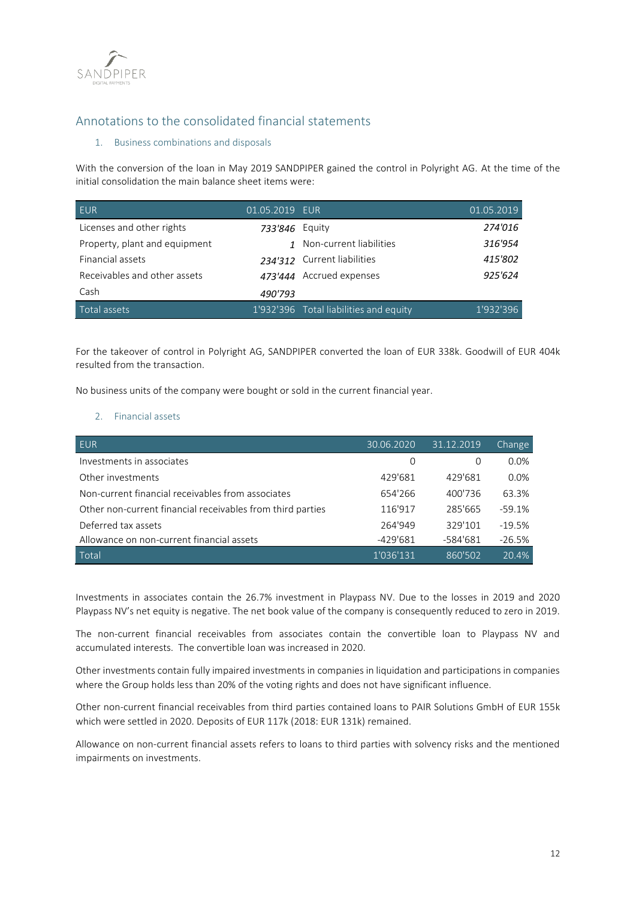# Annotations to the consolidated financial statements

## 1. Business combinations and disposals

With the conversion of the loan in May 2019 SANDPIPER gained the control in Polyright AG. At the time of the initial consolidation the main balance sheet items were:

| EUR | 01.05.2019 | EUR | 01.05.2019 |
|---|---|---|---|
| Licenses and other rights | *733'846* | Equity | *274'016* |
| Property, plant and equipment | *1* | Non-current liabilities | *316'954* |
| Financial assets | *234'312* | Current liabilities | *415'802* |
| Receivables and other assets | *473'444* | Accrued expenses | *925'624* |
| Cash | *490'793* | | |
| Total assets | 1'932'396 | Total liabilities and equity | 1'932'396 |

For the takeover of control in Polyright AG, SANDPIPER converted the loan of EUR 338k. Goodwill of EUR 404k resulted from the transaction.

No business units of the company were bought or sold in the current financial year.

## 2. Financial assets

| EUR | 30.06.2020 | 31.12.2019 | Change |
|---|---|---|---|
| Investments in associates | 0 | 0 | 0.0% |
| Other investments | 429'681 | 429'681 | 0.0% |
| Non-current financial receivables from associates | 654'266 | 400'736 | 63.3% |
| Other non-current financial receivables from third parties | 116'917 | 285'665 | -59.1% |
| Deferred tax assets | 264'949 | 329'101 | -19.5% |
| Allowance on non-current financial assets | -429'681 | -584'681 | -26.5% |
| Total | 1'036'131 | 860'502 | 20.4% |

Investments in associates contain the 26.7% investment in Playpass NV. Due to the losses in 2019 and 2020 Playpass NV's net equity is negative. The net book value of the company is consequently reduced to zero in 2019.

The non-current financial receivables from associates contain the convertible loan to Playpass NV and accumulated interests. The convertible loan was increased in 2020.

Other investments contain fully impaired investments in companies in liquidation and participations in companies where the Group holds less than 20% of the voting rights and does not have significant influence.

Other non-current financial receivables from third parties contained loans to PAIR Solutions GmbH of EUR 155k which were settled in 2020. Deposits of EUR 117k (2018: EUR 131k) remained.

Allowance on non-current financial assets refers to loans to third parties with solvency risks and the mentioned impairments on investments.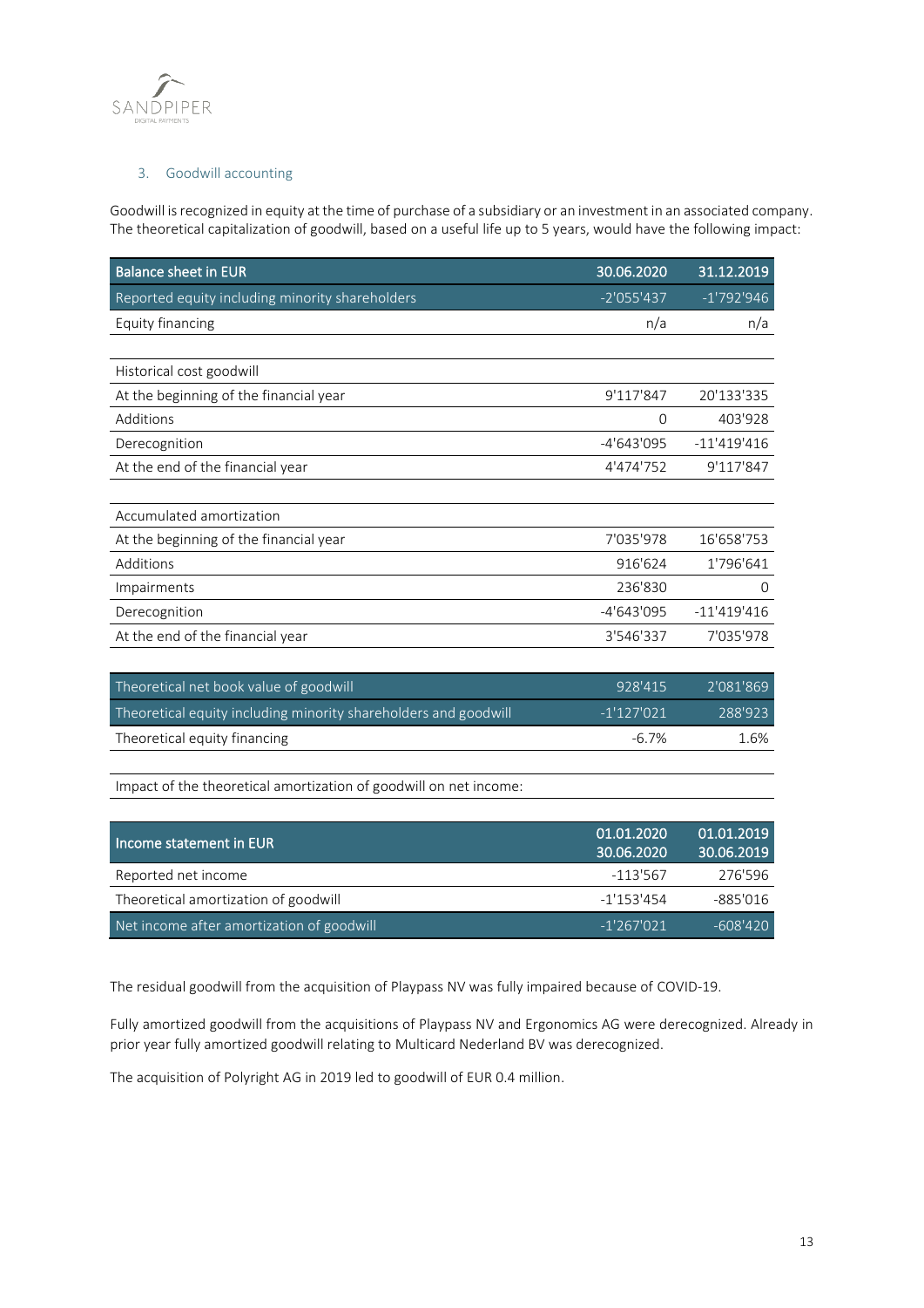### 3. Goodwill accounting

Goodwill is recognized in equity at the time of purchase of a subsidiary or an investment in an associated company. The theoretical capitalization of goodwill, based on a useful life up to 5 years, would have the following impact:

| Balance sheet in EUR | 30.06.2020 | 31.12.2019 |
|---|---|---|
| Reported equity including minority shareholders | -2'055'437 | -1'792'946 |
| Equity financing | n/a | n/a |
| | | |
| Historical cost goodwill | | |
| At the beginning of the financial year | 9'117'847 | 20'133'335 |
| Additions | 0 | 403'928 |
| Derecognition | -4'643'095 | -11'419'416 |
| At the end of the financial year | 4'474'752 | 9'117'847 |
| | | |
| Accumulated amortization | | |
| At the beginning of the financial year | 7'035'978 | 16'658'753 |
| Additions | 916'624 | 1'796'641 |
| Impairments | 236'830 | 0 |
| Derecognition | -4'643'095 | -11'419'416 |
| At the end of the financial year | 3'546'337 | 7'035'978 |
| | | |
| Theoretical net book value of goodwill | 928'415 | 2'081'869 |
| Theoretical equity including minority shareholders and goodwill | -1'127'021 | 288'923 |
| Theoretical equity financing | -6.7% | 1.6% |

Impact of the theoretical amortization of goodwill on net income:

| Income statement in EUR | 01.01.2020<br>30.06.2020 | 01.01.2019<br>30.06.2019 |
|---|---|---|
| Reported net income | -113'567 | 276'596 |
| Theoretical amortization of goodwill | -1'153'454 | -885'016 |
| Net income after amortization of goodwill | -1'267'021 | -608'420 |

The residual goodwill from the acquisition of Playpass NV was fully impaired because of COVID-19.

Fully amortized goodwill from the acquisitions of Playpass NV and Ergonomics AG were derecognized. Already in prior year fully amortized goodwill relating to Multicard Nederland BV was derecognized.

The acquisition of Polyright AG in 2019 led to goodwill of EUR 0.4 million.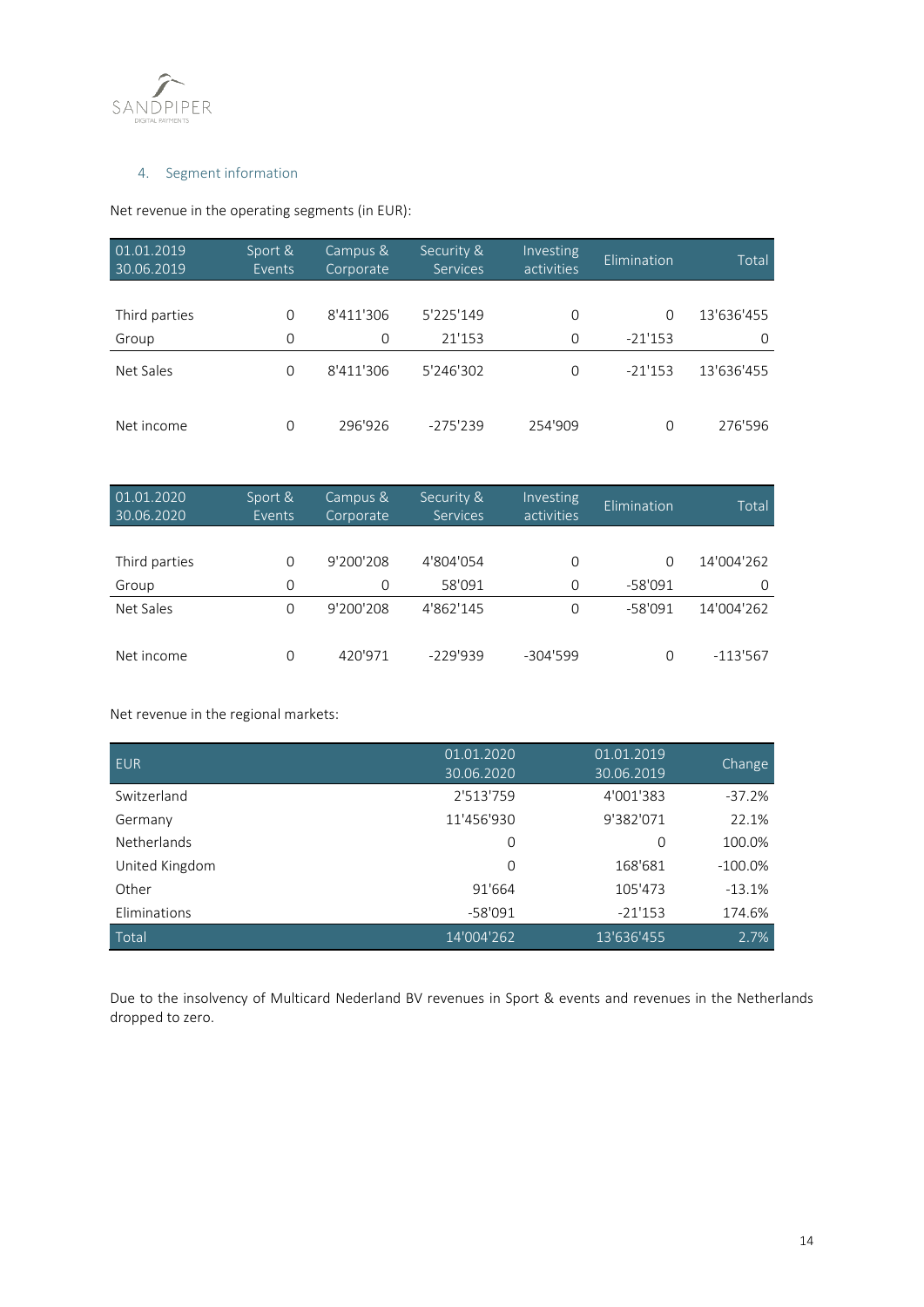## 4. Segment information

Net revenue in the operating segments (in EUR):

| 01.01.2019 30.06.2019 | Sport & Events | Campus & Corporate | Security & Services | Investing activities | Elimination | Total |
|---|---|---|---|---|---|---|
| Third parties | 0 | 8'411'306 | 5'225'149 | 0 | 0 | 13'636'455 |
| Group | 0 | 0 | 21'153 | 0 | -21'153 | 0 |
| Net Sales | 0 | 8'411'306 | 5'246'302 | 0 | -21'153 | 13'636'455 |
| Net income | 0 | 296'926 | -275'239 | 254'909 | 0 | 276'596 |

| 01.01.2020 30.06.2020 | Sport & Events | Campus & Corporate | Security & Services | Investing activities | Elimination | Total |
|---|---|---|---|---|---|---|
| Third parties | 0 | 9'200'208 | 4'804'054 | 0 | 0 | 14'004'262 |
| Group | 0 | 0 | 58'091 | 0 | -58'091 | 0 |
| Net Sales | 0 | 9'200'208 | 4'862'145 | 0 | -58'091 | 14'004'262 |
| Net income | 0 | 420'971 | -229'939 | -304'599 | 0 | -113'567 |

Net revenue in the regional markets:

| EUR | 01.01.2020 30.06.2020 | 01.01.2019 30.06.2019 | Change |
|---|---|---|---|
| Switzerland | 2'513'759 | 4'001'383 | -37.2% |
| Germany | 11'456'930 | 9'382'071 | 22.1% |
| Netherlands | 0 | 0 | 100.0% |
| United Kingdom | 0 | 168'681 | -100.0% |
| Other | 91'664 | 105'473 | -13.1% |
| Eliminations | -58'091 | -21'153 | 174.6% |
| Total | 14'004'262 | 13'636'455 | 2.7% |

Due to the insolvency of Multicard Nederland BV revenues in Sport & events and revenues in the Netherlands dropped to zero.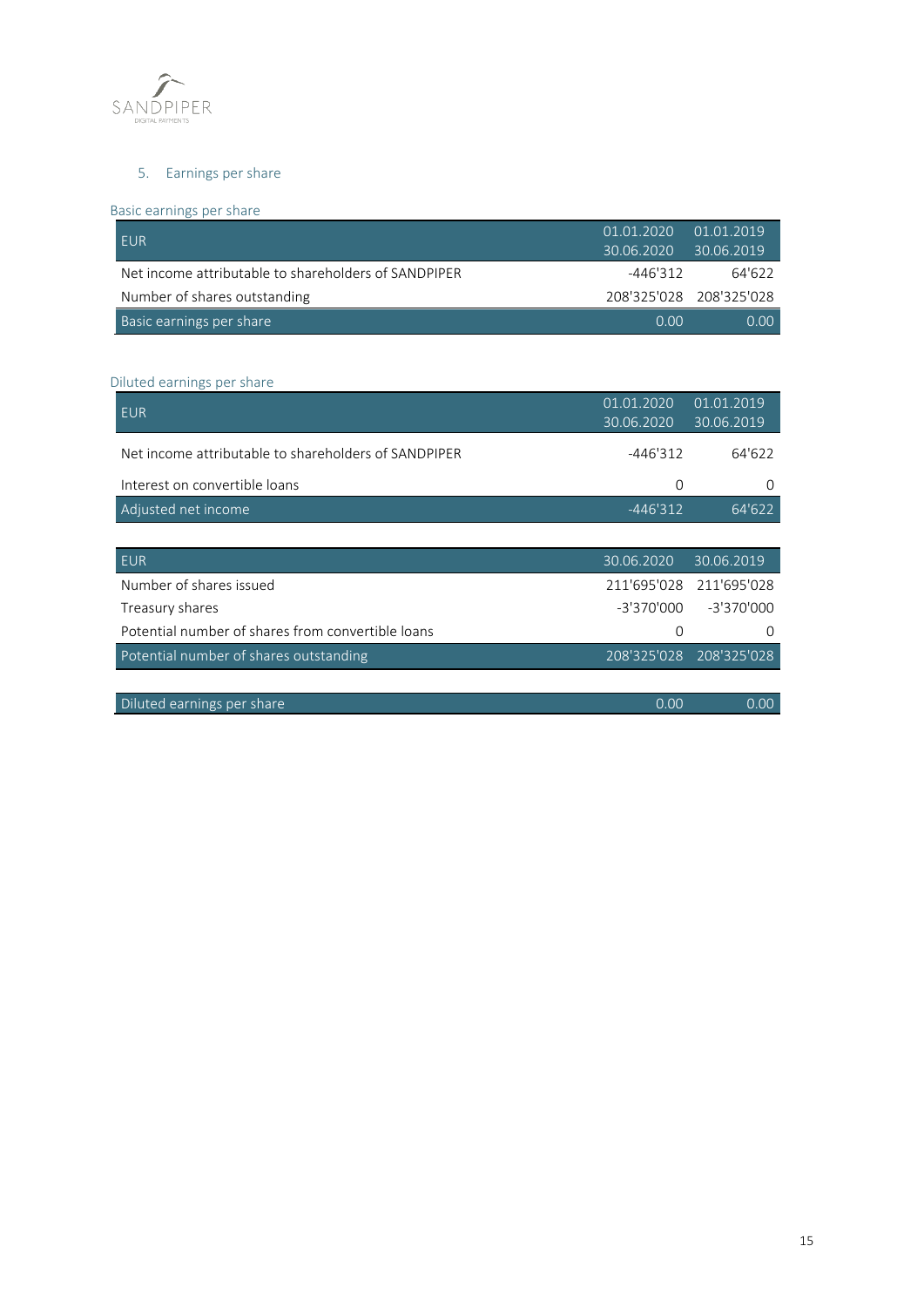## 5. Earnings per share

### Basic earnings per share

| EUR | 01.01.2020 30.06.2020 | 01.01.2019 30.06.2019 |
|---|---|---|
| Net income attributable to shareholders of SANDPIPER | -446'312 | 64'622 |
| Number of shares outstanding | 208'325'028 | 208'325'028 |
| Basic earnings per share | 0.00 | 0.00 |

### Diluted earnings per share

| EUR | 01.01.2020 30.06.2020 | 01.01.2019 30.06.2019 |
|---|---|---|
| Net income attributable to shareholders of SANDPIPER | -446'312 | 64'622 |
| Interest on convertible loans | 0 | 0 |
| Adjusted net income | -446'312 | 64'622 |

| EUR | 30.06.2020 | 30.06.2019 |
|---|---|---|
| Number of shares issued | 211'695'028 | 211'695'028 |
| Treasury shares | -3'370'000 | -3'370'000 |
| Potential number of shares from convertible loans | 0 | 0 |
| Potential number of shares outstanding | 208'325'028 | 208'325'028 |

| | | |
|---|---|---|
| Diluted earnings per share | 0.00 | 0.00 |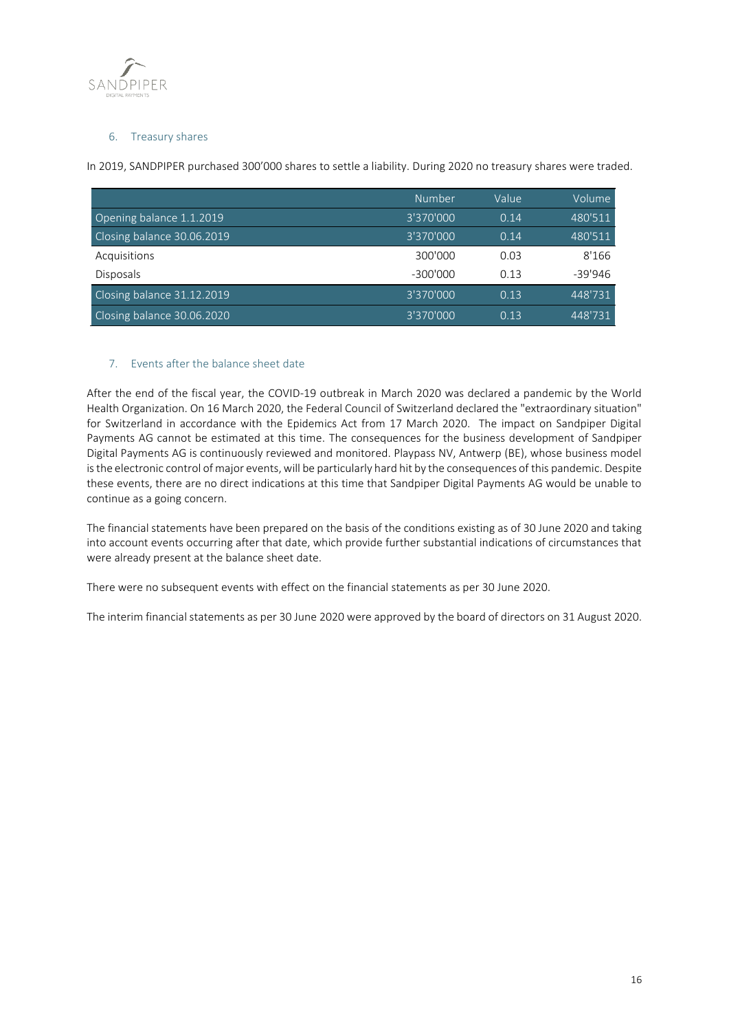## 6. Treasury shares

In 2019, SANDPIPER purchased 300'000 shares to settle a liability. During 2020 no treasury shares were traded.

| | Number | Value | Volume |
|---|---|---|---|
| Opening balance 1.1.2019 | 3'370'000 | 0.14 | 480'511 |
| Closing balance 30.06.2019 | 3'370'000 | 0.14 | 480'511 |
| Acquisitions | 300'000 | 0.03 | 8'166 |
| Disposals | -300'000 | 0.13 | -39'946 |
| Closing balance 31.12.2019 | 3'370'000 | 0.13 | 448'731 |
| Closing balance 30.06.2020 | 3'370'000 | 0.13 | 448'731 |

## 7. Events after the balance sheet date

After the end of the fiscal year, the COVID-19 outbreak in March 2020 was declared a pandemic by the World Health Organization. On 16 March 2020, the Federal Council of Switzerland declared the "extraordinary situation" for Switzerland in accordance with the Epidemics Act from 17 March 2020. The impact on Sandpiper Digital Payments AG cannot be estimated at this time. The consequences for the business development of Sandpiper Digital Payments AG is continuously reviewed and monitored. Playpass NV, Antwerp (BE), whose business model is the electronic control of major events, will be particularly hard hit by the consequences of this pandemic. Despite these events, there are no direct indications at this time that Sandpiper Digital Payments AG would be unable to continue as a going concern.

The financial statements have been prepared on the basis of the conditions existing as of 30 June 2020 and taking into account events occurring after that date, which provide further substantial indications of circumstances that were already present at the balance sheet date.

There were no subsequent events with effect on the financial statements as per 30 June 2020.

The interim financial statements as per 30 June 2020 were approved by the board of directors on 31 August 2020.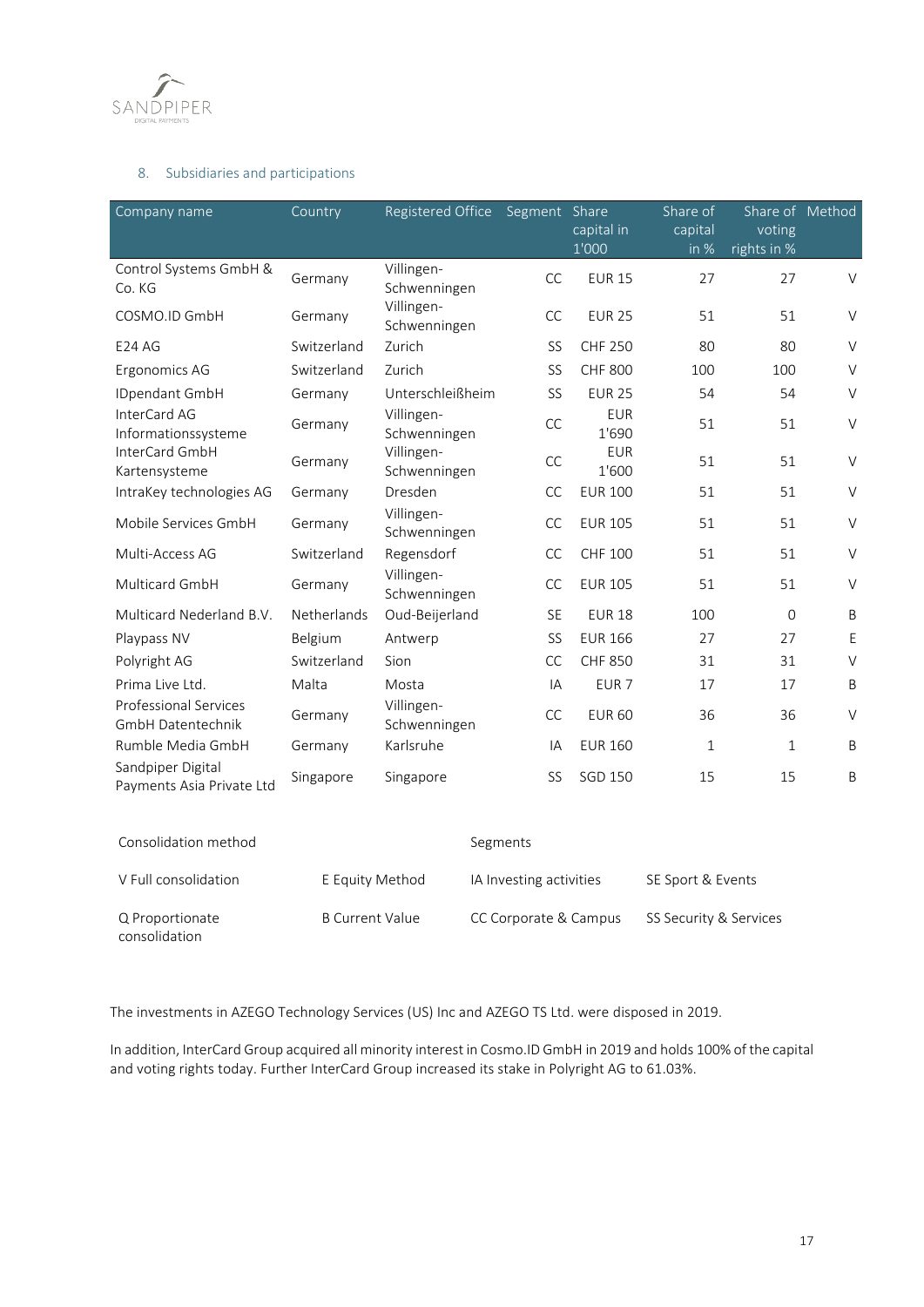## 8. Subsidiaries and participations

| Company name | Country | Registered Office | Segment | Share capital in 1'000 | Share of capital in % | Share of voting rights in % | Method |
|---|---|---|---|---|---|---|---|
| Control Systems GmbH & Co. KG | Germany | Villingen-Schwenningen | CC | EUR 15 | 27 | 27 | V |
| COSMO.ID GmbH | Germany | Villingen-Schwenningen | CC | EUR 25 | 51 | 51 | V |
| E24 AG | Switzerland | Zurich | SS | CHF 250 | 80 | 80 | V |
| Ergonomics AG | Switzerland | Zurich | SS | CHF 800 | 100 | 100 | V |
| IDpendant GmbH | Germany | Unterschleißheim | SS | EUR 25 | 54 | 54 | V |
| InterCard AG Informationssysteme | Germany | Villingen-Schwenningen | CC | EUR 1'690 | 51 | 51 | V |
| InterCard GmbH Kartensysteme | Germany | Villingen-Schwenningen | CC | EUR 1'600 | 51 | 51 | V |
| IntraKey technologies AG | Germany | Dresden | CC | EUR 100 | 51 | 51 | V |
| Mobile Services GmbH | Germany | Villingen-Schwenningen | CC | EUR 105 | 51 | 51 | V |
| Multi-Access AG | Switzerland | Regensdorf | CC | CHF 100 | 51 | 51 | V |
| Multicard GmbH | Germany | Villingen-Schwenningen | CC | EUR 105 | 51 | 51 | V |
| Multicard Nederland B.V. | Netherlands | Oud-Beijerland | SE | EUR 18 | 100 | 0 | B |
| Playpass NV | Belgium | Antwerp | SS | EUR 166 | 27 | 27 | E |
| Polyright AG | Switzerland | Sion | CC | CHF 850 | 31 | 31 | V |
| Prima Live Ltd. | Malta | Mosta | IA | EUR 7 | 17 | 17 | B |
| Professional Services GmbH Datentechnik | Germany | Villingen-Schwenningen | CC | EUR 60 | 36 | 36 | V |
| Rumble Media GmbH | Germany | Karlsruhe | IA | EUR 160 | 1 | 1 | B |
| Sandpiper Digital Payments Asia Private Ltd | Singapore | Singapore | SS | SGD 150 | 15 | 15 | B |

| Consolidation method | | Segments | |
|---|---|---|---|
| V Full consolidation | E Equity Method | IA Investing activities | SE Sport & Events |
| Q Proportionate consolidation | B Current Value | CC Corporate & Campus | SS Security & Services |

The investments in AZEGO Technology Services (US) Inc and AZEGO TS Ltd. were disposed in 2019.

In addition, InterCard Group acquired all minority interest in Cosmo.ID GmbH in 2019 and holds 100% of the capital and voting rights today. Further InterCard Group increased its stake in Polyright AG to 61.03%.